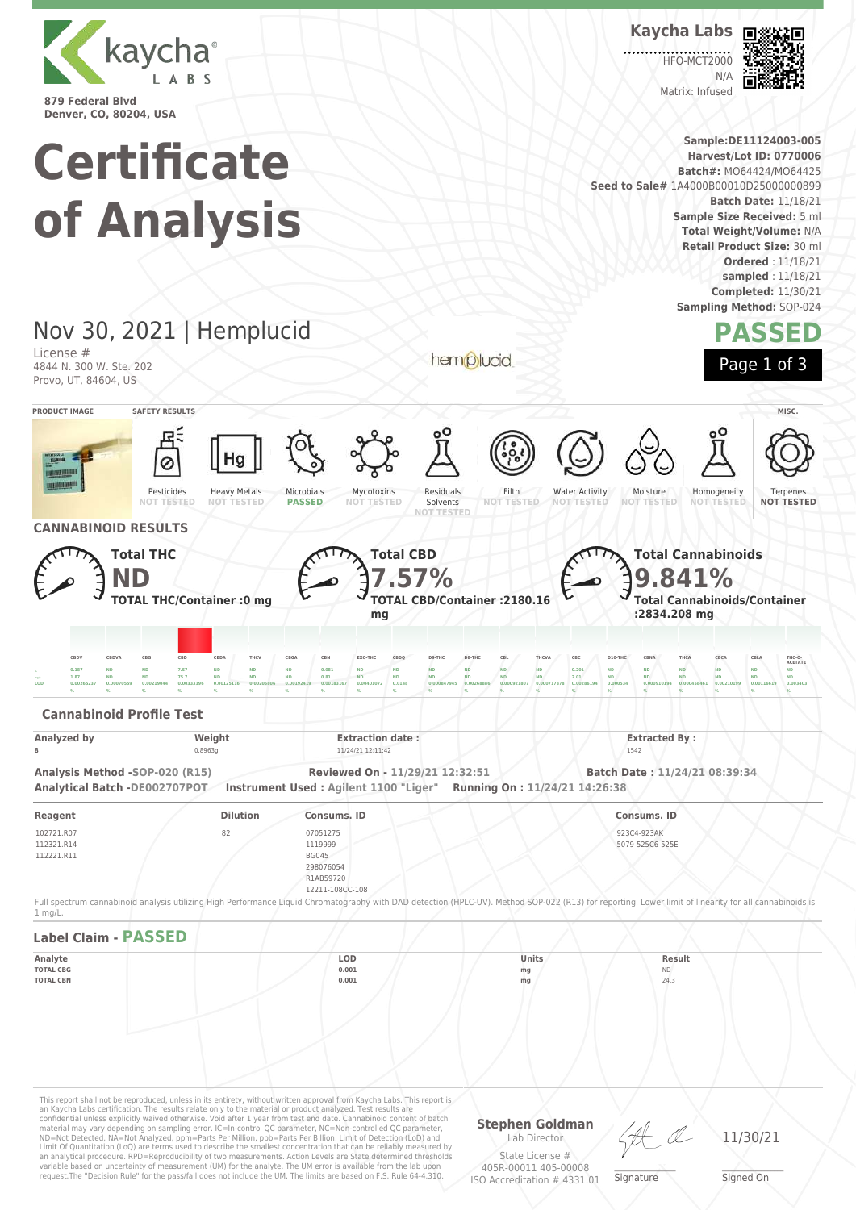kaycha LABS

879 Federal Blvd
Denver, CO, 80204, USA

**Kaycha Labs**

HFO-MCT2000
N/A
Matrix: Infused

# Certificate of Analysis

**Sample:** DE11124003-005
**Harvest/Lot ID:** 0770006
**Batch#:** MO64424/MO64425
**Seed to Sale#** 1A4000B00010D25000000899
**Batch Date:** 11/18/21
**Sample Size Received:** 5 ml
**Total Weight/Volume:** N/A
**Retail Product Size:** 30 ml
**Ordered** : 11/18/21
**sampled** : 11/18/21
**Completed:** 11/30/21
**Sampling Method:** SOP-024

## Nov 30, 2021 | Hemplucid

License #
4844 N. 300 W. Ste. 202
Provo, UT, 84604, US

hemplucid

**PASSED**

### SAFETY RESULTS

| Pesticides | Heavy Metals | Microbials | Mycotoxins | Residuals Solvents | Filth | Water Activity | Moisture | Homogeneity | Terpenes (MISC.) |
|---|---|---|---|---|---|---|---|---|---|
| NOT TESTED | NOT TESTED | PASSED | NOT TESTED | NOT TESTED | NOT TESTED | NOT TESTED | NOT TESTED | NOT TESTED | NOT TESTED |

## CANNABINOID RESULTS

**Total THC**
**ND**
**TOTAL THC/Container :0 mg**

**Total CBD**
**7.57%**
**TOTAL CBD/Container :2180.16 mg**

**Total Cannabinoids**
**9.841%**
**Total Cannabinoids/Container :2834.208 mg**

| | CBDV | CBDVA | CBG | CBD | CBDA | THCV | CBGA | CBN | EXO-THC | CBDQ | D9-THC | D8-THC | CBL | THCVA | CBC | D10-THC | CBNA | THCA | CBCA | CBLA | THC-O-ACETATE |
|---|---|---|---|---|---|---|---|---|---|---|---|---|---|---|---|---|---|---|---|---|---|
| % | 0.187 | ND | ND | 7.57 | ND | ND | ND | 0.081 | ND | ND | ND | ND | ND | ND | 0.201 | ND | ND | ND | ND | ND | ND |
| mg/g | 1.87 | ND | ND | 75.7 | ND | ND | ND | 0.81 | ND | ND | ND | ND | ND | ND | 2.01 | ND | ND | ND | ND | ND | ND |
| LOD | 0.00263237 % | 0.00070559 % | 0.00219044 % | 0.00333396 % | 0.00125116 % | 0.00205806 % | 0.00192419 % | 0.00183167 % | 0.00401072 % | 0.0148 % | 0.000847945 % | 0.00268886 % | 0.000921807 % | 0.000717378 % | 0.00286194 % | 0.000534 % | 0.000910194 % | 0.000458461 % | 0.00210199 % | 0.00116619 % | 0.003403 % |

### Cannabinoid Profile Test

| Analyzed by | Weight | Extraction date : | Extracted By : |
|---|---|---|---|
| 8 | 0.8963g | 11/24/21 12:11:42 | 1542 |

**Analysis Method** -SOP-020 (R15) **Reviewed On** - 11/29/21 12:32:51 **Batch Date :** 11/24/21 08:39:34
**Analytical Batch** -DE002707POT **Instrument Used :** Agilent 1100 "Liger" **Running On :** 11/24/21 14:26:38

| Reagent | Dilution | Consums. ID | Consums. ID |
|---|---|---|---|
| 102721.R07<br>112321.R14<br>112221.R11 | 82 | 07051275<br>1119999<br>BG045<br>298076054<br>R1AB59720<br>12211-108CC-108 | 923C4-923AK<br>5079-525C6-525E |

Full spectrum cannabinoid analysis utilizing High Performance Liquid Chromatography with DAD detection (HPLC-UV). Method SOP-022 (R13) for reporting. Lower limit of linearity for all cannabinoids is 1 mg/L.

### Label Claim - PASSED

| Analyte | LOD | Units | Result |
|---|---|---|---|
| TOTAL CBG | 0.001 | mg | ND |
| TOTAL CBN | 0.001 | mg | 24.3 |

This report shall not be reproduced, unless in its entirety, without written approval from Kaycha Labs. This report is an Kaycha Labs certification. The results relate only to the material or product analyzed. Test results are confidential unless explicitly waived otherwise. Void after 1 year from test end date. Cannabinoid content of batch material may vary depending on sampling error. IC=In-control QC parameter, NC=Non-controlled QC parameter, ND=Not Detected, NA=Not Analyzed, ppm=Parts Per Million, ppb=Parts Per Billion. Limit of Detection (LoD) and Limit Of Quantitation (LoQ) are terms used to describe the smallest concentration that can be reliably measured by an analytical procedure. RPD=Reproducibility of two measurements. Action Levels are State determined thresholds variable based on uncertainty of measurement (UM) for the analyte. The UM error is available from the lab upon request.The "Decision Rule" for the pass/fail does not include the UM. The limits are based on F.S. Rule 64-4.310.

**Stephen Goldman**
Lab Director
State License #
405R-00011 405-00008
ISO Accreditation # 4331.01

Signature

11/30/21
Signed On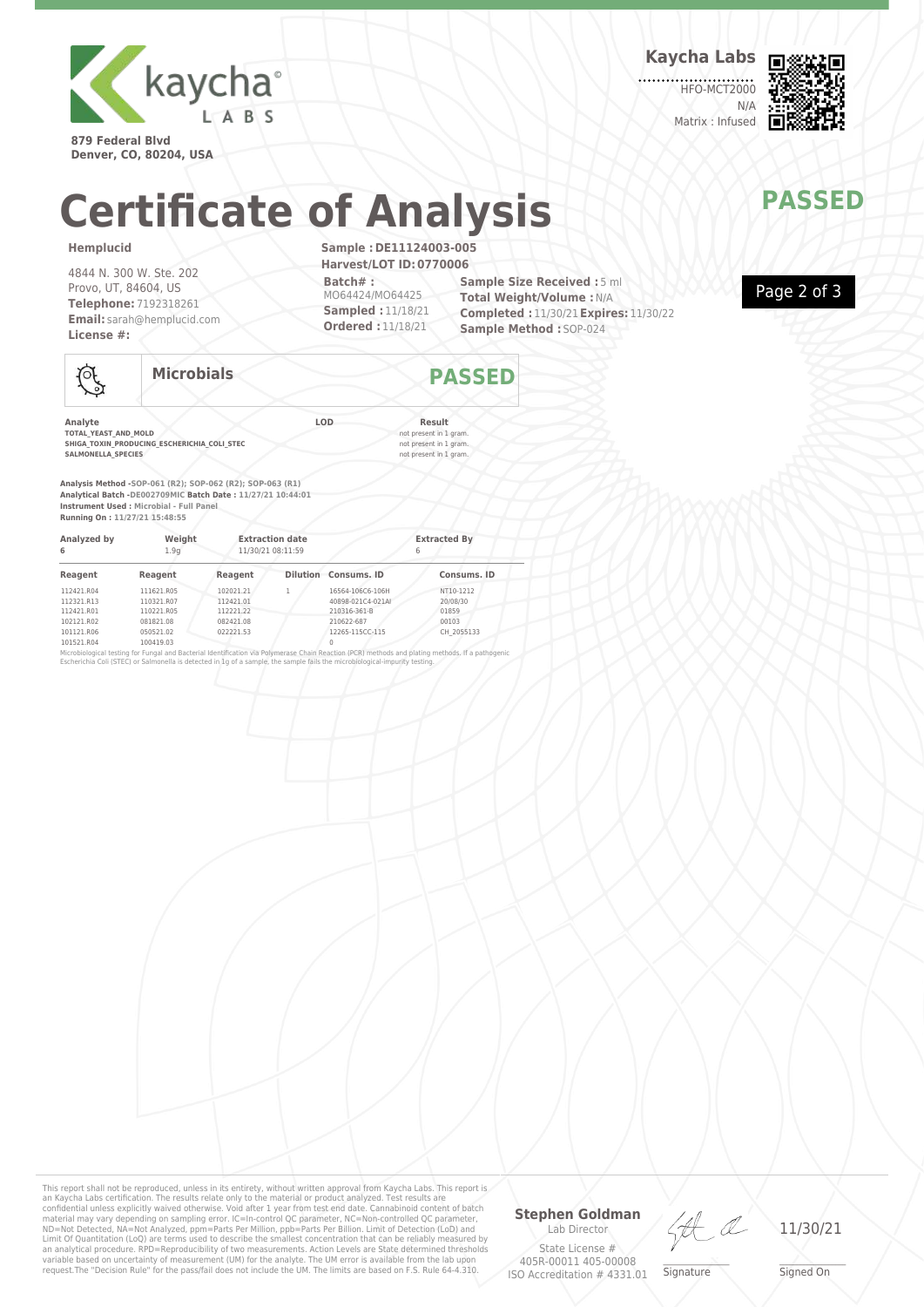**kaycha LABS**

879 Federal Blvd
Denver, CO, 80204, USA

**Kaycha Labs**

HFO-MCT2000
N/A
Matrix : Infused

# Certificate of Analysis

**PASSED**

**Hemplucid**

4844 N. 300 W. Ste. 202
Provo, UT, 84604, US
**Telephone:** 7192318261
**Email:** sarah@hemplucid.com
**License #:**

**Sample : DE11124003-005**
**Harvest/LOT ID: 0770006**
**Batch# :** MO64424/MO64425
**Sampled :** 11/18/21
**Ordered :** 11/18/21

**Sample Size Received :** 5 ml
**Total Weight/Volume :** N/A
**Completed :** 11/30/21 **Expires:** 11/30/22
**Sample Method :** SOP-024

## Microbials — PASSED

| Analyte | LOD | Result |
|---|---|---|
| TOTAL_YEAST_AND_MOLD | | not present in 1 gram. |
| SHIGA_TOXIN_PRODUCING_ESCHERICHIA_COLI_STEC | | not present in 1 gram. |
| SALMONELLA_SPECIES | | not present in 1 gram. |

**Analysis Method -** SOP-061 (R2); SOP-062 (R2); SOP-063 (R1)
**Analytical Batch -** DE002709MIC **Batch Date :** 11/27/21 10:44:01
**Instrument Used :** Microbial - Full Panel
**Running On :** 11/27/21 15:48:55

| Analyzed by | Weight | Extraction date | Extracted By |
|---|---|---|---|
| 6 | 1.9g | 11/30/21 08:11:59 | 6 |

| Reagent | Reagent | Reagent | Dilution | Consums. ID | Consums. ID |
|---|---|---|---|---|---|
| 112421.R04 | 111621.R05 | 102021.21 | 1 | 16564-106C6-106H | NT10-1212 |
| 112321.R13 | 110321.R07 | 112421.01 | | 40898-021C4-021AI | 20/08/30 |
| 112421.R01 | 110221.R05 | 112221.22 | | 210316-361-B | 01859 |
| 102121.R02 | 081821.08 | 082421.08 | | 210622-687 | 00103 |
| 101121.R06 | 050521.02 | 022221.53 | | 12265-115CC-115 | CH_2055133 |
| 101521.R04 | 100419.03 | | | 0 | |

Microbiological testing for Fungal and Bacterial Identification via Polymerase Chain Reaction (PCR) methods and plating methods. If a pathogenic Escherichia Coli (STEC) or Salmonella is detected in 1g of a sample, the sample fails the microbiological-impurity testing.

This report shall not be reproduced, unless in its entirety, without written approval from Kaycha Labs. This report is an Kaycha Labs certification. The results relate only to the material or product analyzed. Test results are confidential unless explicitly waived otherwise. Void after 1 year from test end date. Cannabinoid content of batch material may vary depending on sampling error. IC=In-control QC parameter, NC=Non-controlled QC parameter, ND=Not Detected, NA=Not Analyzed, ppm=Parts Per Million, ppb=Parts Per Billion. Limit of Detection (LoD) and Limit Of Quantitation (LoQ) are terms used to describe the smallest concentration that can be reliably measured by an analytical procedure. RPD=Reproducibility of two measurements. Action Levels are State determined thresholds variable based on uncertainty of measurement (UM) for the analyte. The UM error is available from the lab upon request.The "Decision Rule" for the pass/fail does not include the UM. The limits are based on F.S. Rule 64-4.310.

**Stephen Goldman**
Lab Director
State License #
405R-00011 405-00008
ISO Accreditation # 4331.01

Signature

11/30/21
Signed On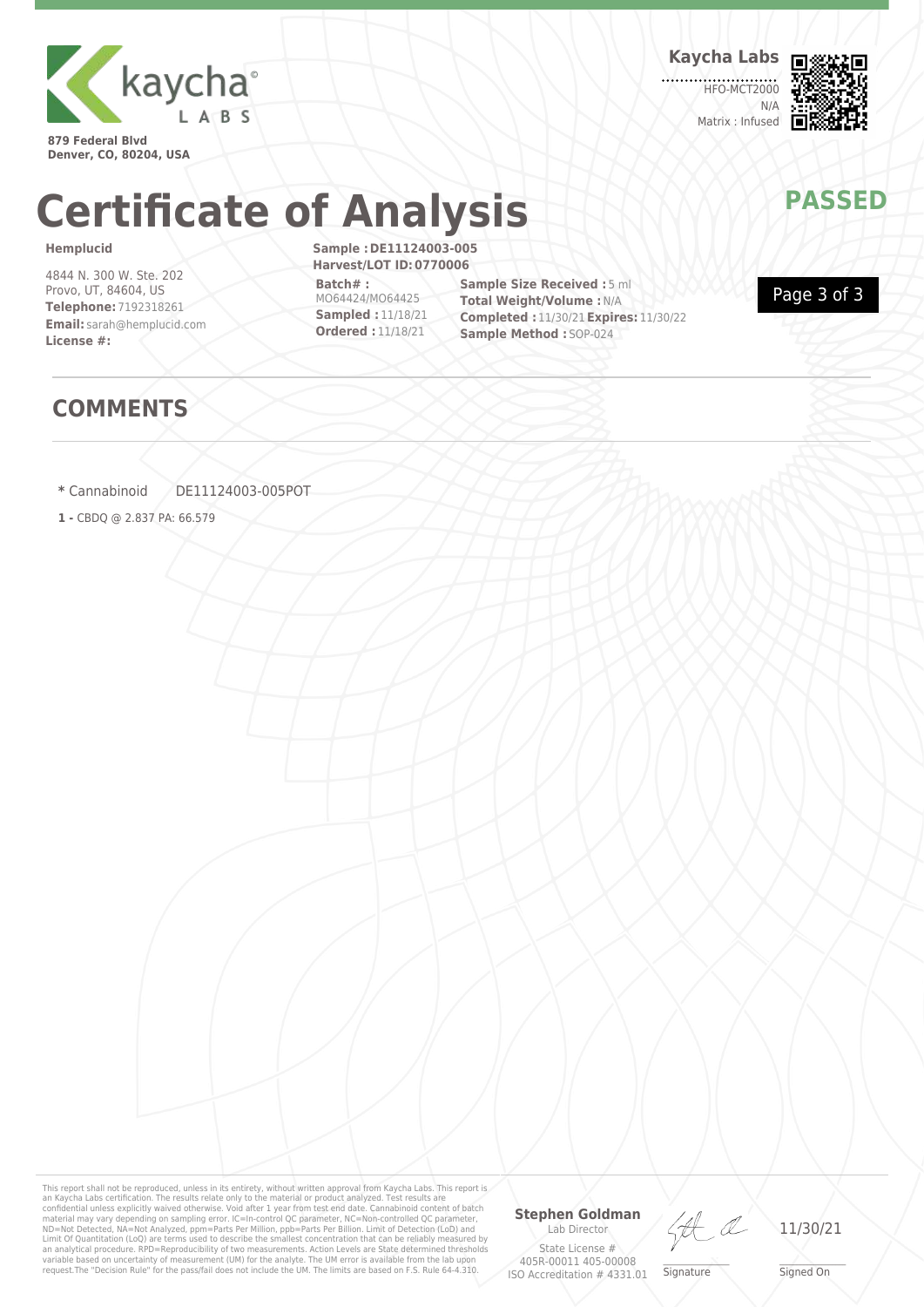kaycha LABS

879 Federal Blvd
Denver, CO, 80204, USA

Kaycha Labs

HFO-MCT2000
N/A
Matrix : Infused

# Certificate of Analysis

**PASSED**

**Hemplucid**

4844 N. 300 W. Ste. 202
Provo, UT, 84604, US
**Telephone:** 7192318261
**Email:** sarah@hemplucid.com
**License #:**

**Sample : DE11124003-005**
**Harvest/LOT ID: 0770006**
**Batch# :** MO64424/MO64425
**Sampled :** 11/18/21
**Ordered :** 11/18/21

**Sample Size Received :** 5 ml
**Total Weight/Volume :** N/A
**Completed :** 11/30/21 **Expires:** 11/30/22
**Sample Method :** SOP-024

## COMMENTS

* Cannabinoid DE11124003-005POT

**1 -** CBDQ @ 2.837 PA: 66.579

This report shall not be reproduced, unless in its entirety, without written approval from Kaycha Labs. This report is an Kaycha Labs certification. The results relate only to the material or product analyzed. Test results are confidential unless explicitly waived otherwise. Void after 1 year from test end date. Cannabinoid content of batch material may vary depending on sampling error. IC=In-control QC parameter, NC=Non-controlled QC parameter, ND=Not Detected, NA=Not Analyzed, ppm=Parts Per Million, ppb=Parts Per Billion. Limit of Detection (LoD) and Limit Of Quantitation (LoQ) are terms used to describe the smallest concentration that can be reliably measured by an analytical procedure. RPD=Reproducibility of two measurements. Action Levels are State determined thresholds variable based on uncertainty of measurement (UM) for the analyte. The UM error is available from the lab upon request.The "Decision Rule" for the pass/fail does not include the UM. The limits are based on F.S. Rule 64-4.310.

**Stephen Goldman**
Lab Director
State License #
405R-00011 405-00008
ISO Accreditation # 4331.01

Signature

11/30/21
Signed On